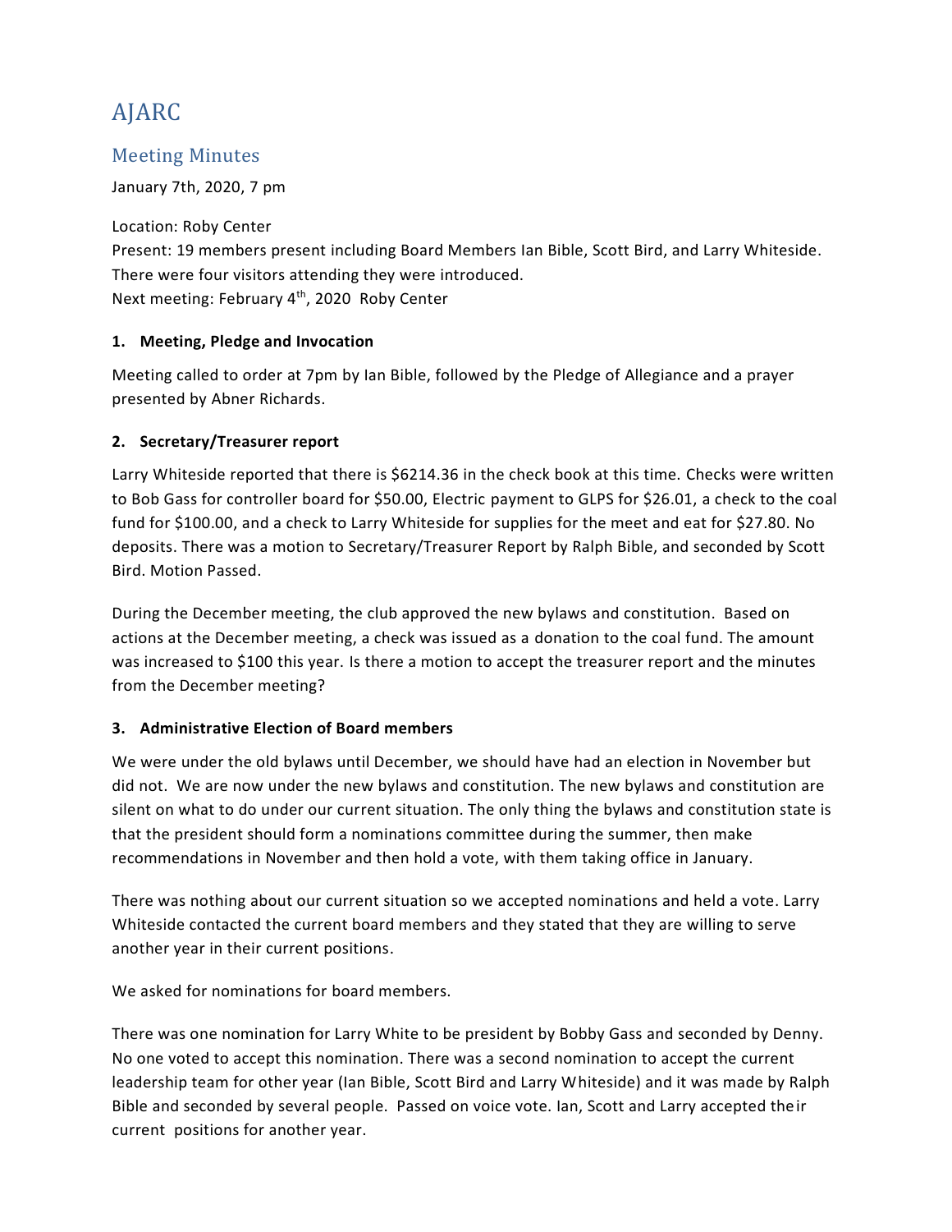# AJARC

## Meeting Minutes

January 7th, 2020, 7 pm

Location: Roby Center
Present: 19 members present including Board Members Ian Bible, Scott Bird, and Larry Whiteside. There were four visitors attending they were introduced.
Next meeting: February 4th, 2020 Roby Center

### 1. Meeting, Pledge and Invocation

Meeting called to order at 7pm by Ian Bible, followed by the Pledge of Allegiance and a prayer presented by Abner Richards.

### 2. Secretary/Treasurer report

Larry Whiteside reported that there is $6214.36 in the check book at this time. Checks were written to Bob Gass for controller board for $50.00, Electric payment to GLPS for $26.01, a check to the coal fund for $100.00, and a check to Larry Whiteside for supplies for the meet and eat for $27.80. No deposits. There was a motion to Secretary/Treasurer Report by Ralph Bible, and seconded by Scott Bird. Motion Passed.

During the December meeting, the club approved the new bylaws and constitution. Based on actions at the December meeting, a check was issued as a donation to the coal fund. The amount was increased to $100 this year. Is there a motion to accept the treasurer report and the minutes from the December meeting?

### 3. Administrative Election of Board members

We were under the old bylaws until December, we should have had an election in November but did not. We are now under the new bylaws and constitution. The new bylaws and constitution are silent on what to do under our current situation. The only thing the bylaws and constitution state is that the president should form a nominations committee during the summer, then make recommendations in November and then hold a vote, with them taking office in January.

There was nothing about our current situation so we accepted nominations and held a vote. Larry Whiteside contacted the current board members and they stated that they are willing to serve another year in their current positions.

We asked for nominations for board members.

There was one nomination for Larry White to be president by Bobby Gass and seconded by Denny. No one voted to accept this nomination. There was a second nomination to accept the current leadership team for other year (Ian Bible, Scott Bird and Larry Whiteside) and it was made by Ralph Bible and seconded by several people. Passed on voice vote. Ian, Scott and Larry accepted their current positions for another year.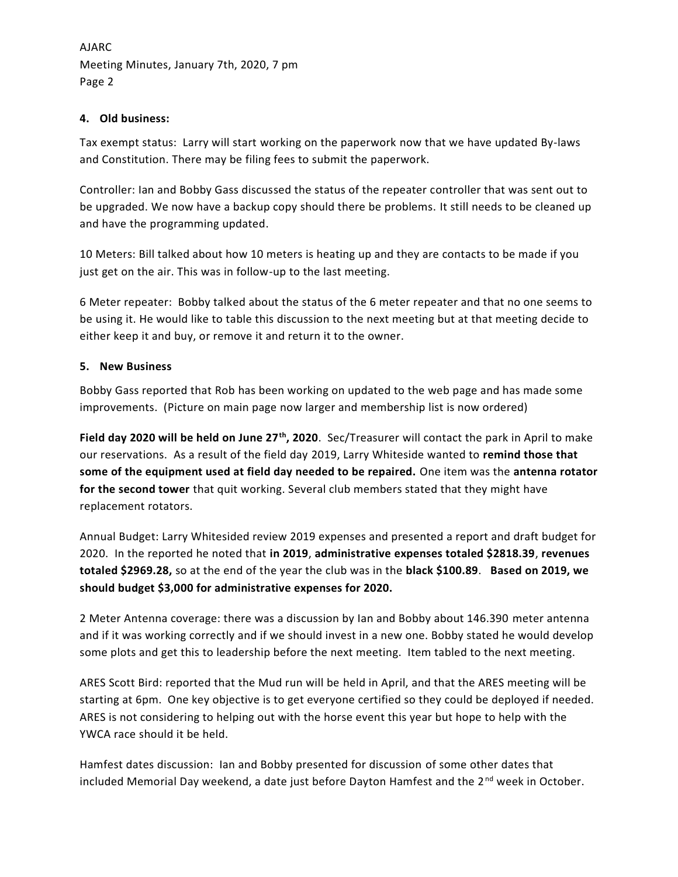#### 4. Old business:

Tax exempt status: Larry will start working on the paperwork now that we have updated By-laws and Constitution. There may be filing fees to submit the paperwork.

Controller: Ian and Bobby Gass discussed the status of the repeater controller that was sent out to be upgraded. We now have a backup copy should there be problems. It still needs to be cleaned up and have the programming updated.

10 Meters: Bill talked about how 10 meters is heating up and they are contacts to be made if you just get on the air. This was in follow-up to the last meeting.

6 Meter repeater: Bobby talked about the status of the 6 meter repeater and that no one seems to be using it. He would like to table this discussion to the next meeting but at that meeting decide to either keep it and buy, or remove it and return it to the owner.

#### 5. New Business

Bobby Gass reported that Rob has been working on updated to the web page and has made some improvements. (Picture on main page now larger and membership list is now ordered)

**Field day 2020 will be held on June 27th, 2020**. Sec/Treasurer will contact the park in April to make our reservations. As a result of the field day 2019, Larry Whiteside wanted to **remind those that some of the equipment used at field day needed to be repaired.** One item was the **antenna rotator for the second tower** that quit working. Several club members stated that they might have replacement rotators.

Annual Budget: Larry Whitesided review 2019 expenses and presented a report and draft budget for 2020. In the reported he noted that **in 2019**, **administrative expenses totaled $2818.39**, **revenues totaled $2969.28,** so at the end of the year the club was in the **black $100.89**. **Based on 2019, we should budget $3,000 for administrative expenses for 2020.**

2 Meter Antenna coverage: there was a discussion by Ian and Bobby about 146.390 meter antenna and if it was working correctly and if we should invest in a new one. Bobby stated he would develop some plots and get this to leadership before the next meeting. Item tabled to the next meeting.

ARES Scott Bird: reported that the Mud run will be held in April, and that the ARES meeting will be starting at 6pm. One key objective is to get everyone certified so they could be deployed if needed. ARES is not considering to helping out with the horse event this year but hope to help with the YWCA race should it be held.

Hamfest dates discussion: Ian and Bobby presented for discussion of some other dates that included Memorial Day weekend, a date just before Dayton Hamfest and the 2nd week in October.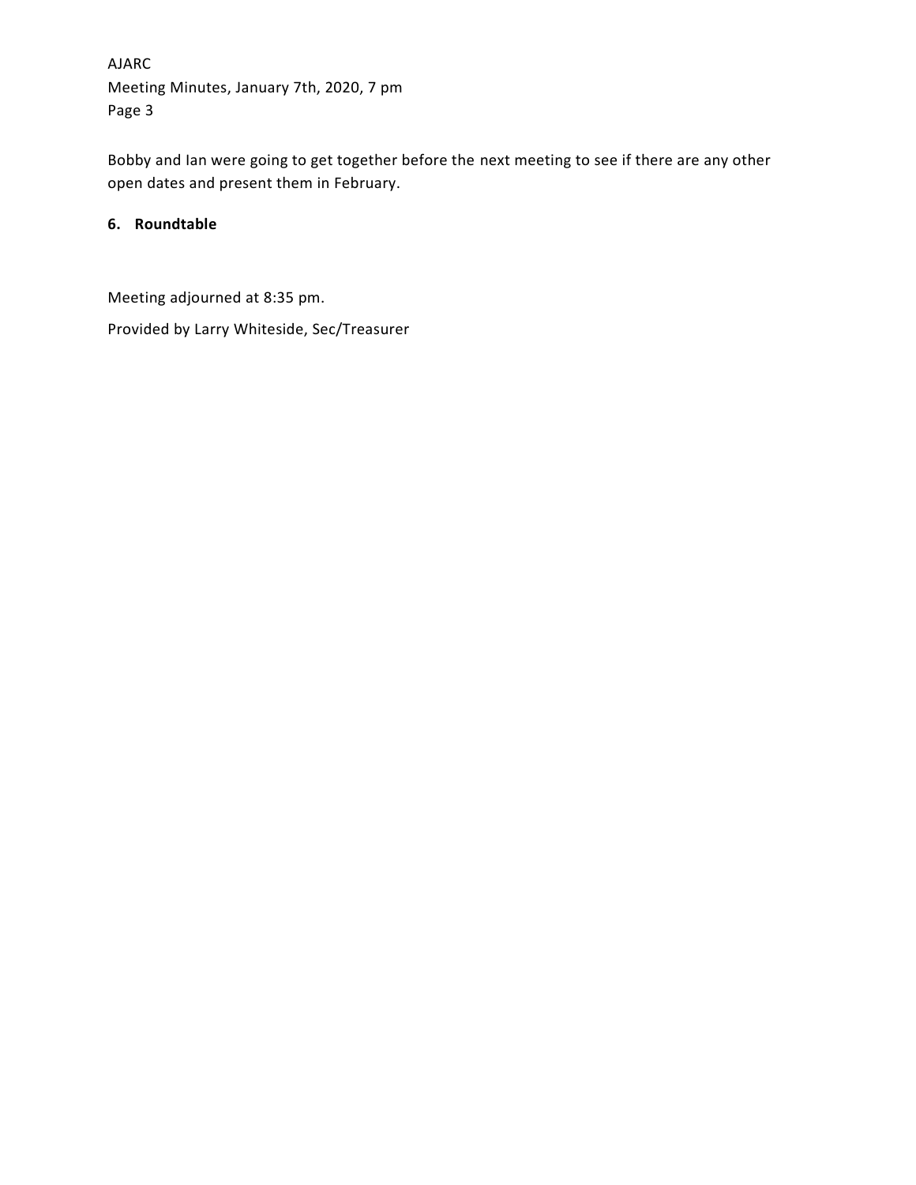Bobby and Ian were going to get together before the next meeting to see if there are any other open dates and present them in February.

**6. Roundtable**

Meeting adjourned at 8:35 pm.

Provided by Larry Whiteside, Sec/Treasurer